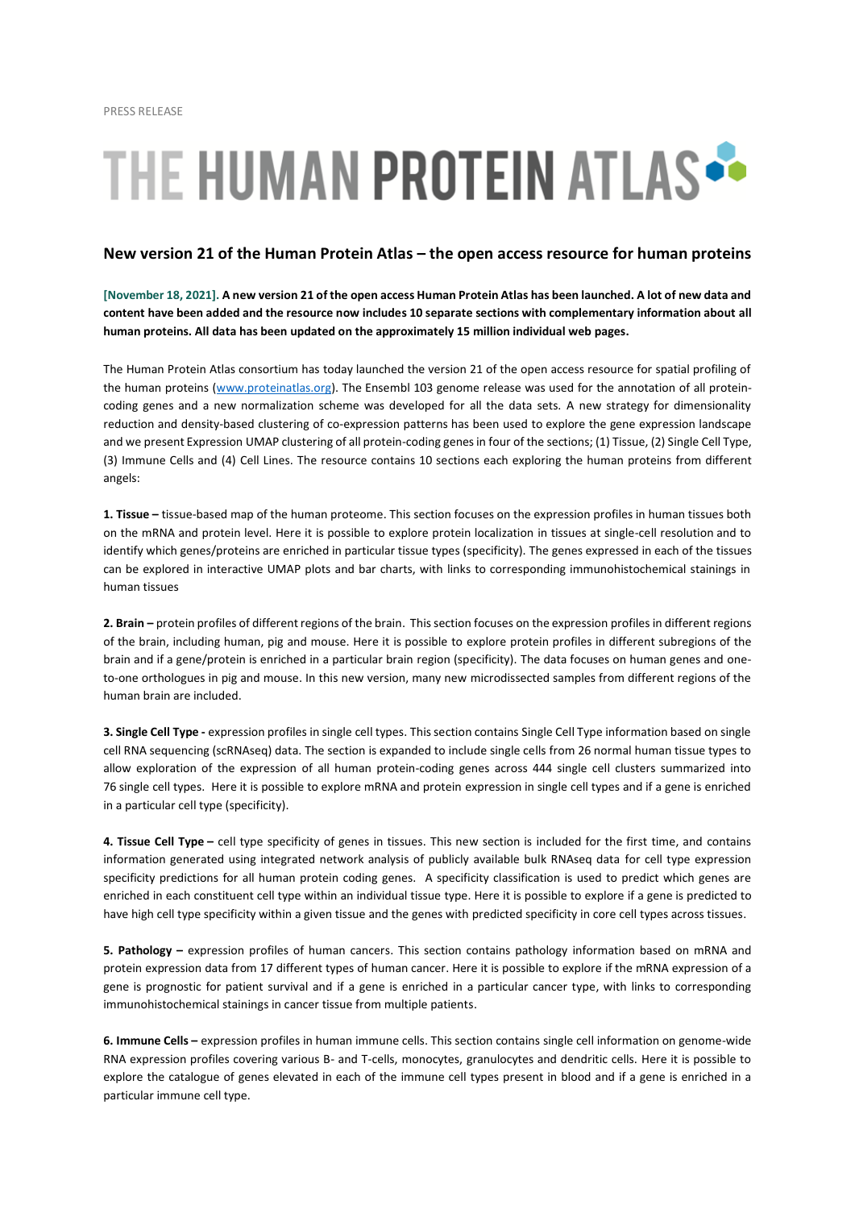PRESS RELEASE

# THE HUMAN PROTEIN ATLAS

## New version 21 of the Human Protein Atlas – the open access resource for human proteins

**[November 18, 2021]. A new version 21 of the open access Human Protein Atlas has been launched. A lot of new data and content have been added and the resource now includes 10 separate sections with complementary information about all human proteins. All data has been updated on the approximately 15 million individual web pages.**

The Human Protein Atlas consortium has today launched the version 21 of the open access resource for spatial profiling of the human proteins (www.proteinatlas.org). The Ensembl 103 genome release was used for the annotation of all protein-coding genes and a new normalization scheme was developed for all the data sets. A new strategy for dimensionality reduction and density-based clustering of co-expression patterns has been used to explore the gene expression landscape and we present Expression UMAP clustering of all protein-coding genes in four of the sections; (1) Tissue, (2) Single Cell Type, (3) Immune Cells and (4) Cell Lines. The resource contains 10 sections each exploring the human proteins from different angels:

**1. Tissue –** tissue-based map of the human proteome. This section focuses on the expression profiles in human tissues both on the mRNA and protein level. Here it is possible to explore protein localization in tissues at single-cell resolution and to identify which genes/proteins are enriched in particular tissue types (specificity). The genes expressed in each of the tissues can be explored in interactive UMAP plots and bar charts, with links to corresponding immunohistochemical stainings in human tissues

**2. Brain –** protein profiles of different regions of the brain. This section focuses on the expression profiles in different regions of the brain, including human, pig and mouse. Here it is possible to explore protein profiles in different subregions of the brain and if a gene/protein is enriched in a particular brain region (specificity). The data focuses on human genes and one-to-one orthologues in pig and mouse. In this new version, many new microdissected samples from different regions of the human brain are included.

**3. Single Cell Type -** expression profiles in single cell types. This section contains Single Cell Type information based on single cell RNA sequencing (scRNAseq) data. The section is expanded to include single cells from 26 normal human tissue types to allow exploration of the expression of all human protein-coding genes across 444 single cell clusters summarized into 76 single cell types. Here it is possible to explore mRNA and protein expression in single cell types and if a gene is enriched in a particular cell type (specificity).

**4. Tissue Cell Type –** cell type specificity of genes in tissues. This new section is included for the first time, and contains information generated using integrated network analysis of publicly available bulk RNAseq data for cell type expression specificity predictions for all human protein coding genes. A specificity classification is used to predict which genes are enriched in each constituent cell type within an individual tissue type. Here it is possible to explore if a gene is predicted to have high cell type specificity within a given tissue and the genes with predicted specificity in core cell types across tissues.

**5. Pathology –** expression profiles of human cancers. This section contains pathology information based on mRNA and protein expression data from 17 different types of human cancer. Here it is possible to explore if the mRNA expression of a gene is prognostic for patient survival and if a gene is enriched in a particular cancer type, with links to corresponding immunohistochemical stainings in cancer tissue from multiple patients.

**6. Immune Cells –** expression profiles in human immune cells. This section contains single cell information on genome-wide RNA expression profiles covering various B- and T-cells, monocytes, granulocytes and dendritic cells. Here it is possible to explore the catalogue of genes elevated in each of the immune cell types present in blood and if a gene is enriched in a particular immune cell type.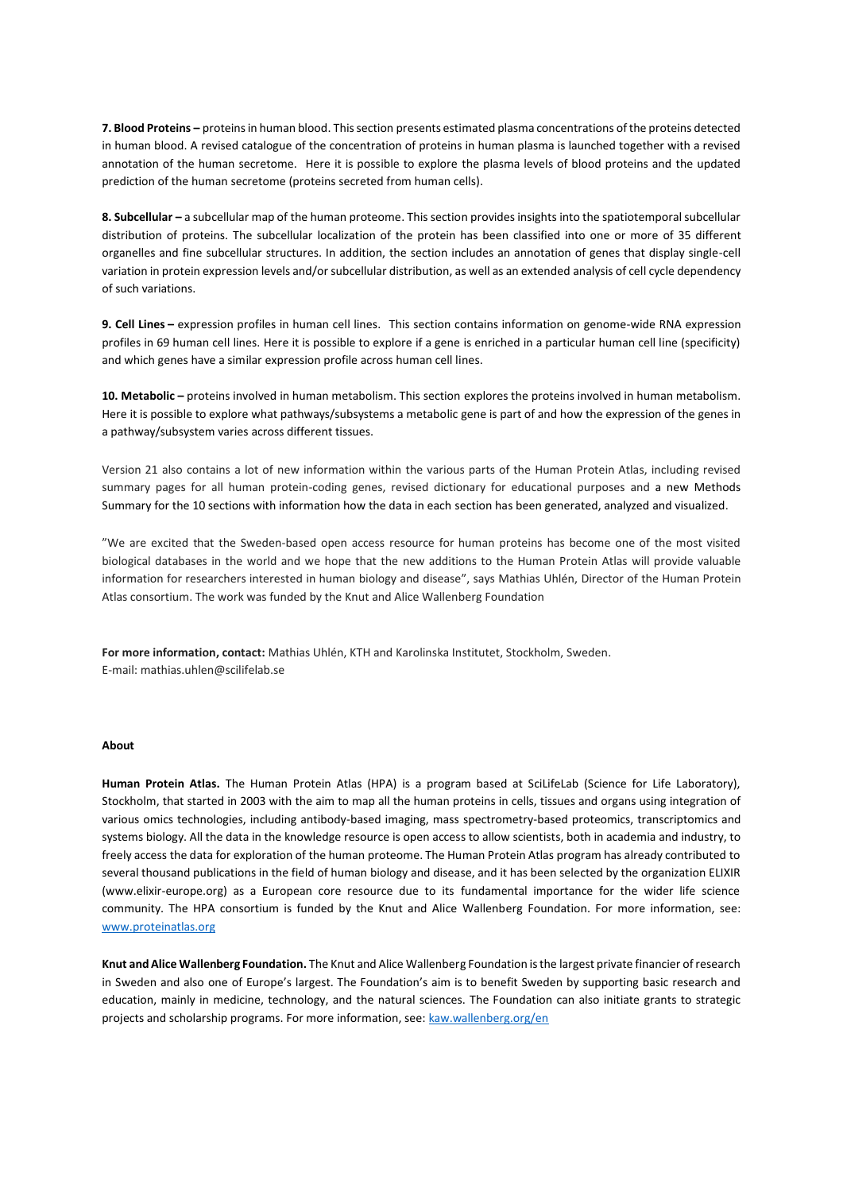**7. Blood Proteins –** proteins in human blood. This section presents estimated plasma concentrations of the proteins detected in human blood. A revised catalogue of the concentration of proteins in human plasma is launched together with a revised annotation of the human secretome. Here it is possible to explore the plasma levels of blood proteins and the updated prediction of the human secretome (proteins secreted from human cells).

**8. Subcellular –** a subcellular map of the human proteome. This section provides insights into the spatiotemporal subcellular distribution of proteins. The subcellular localization of the protein has been classified into one or more of 35 different organelles and fine subcellular structures. In addition, the section includes an annotation of genes that display single-cell variation in protein expression levels and/or subcellular distribution, as well as an extended analysis of cell cycle dependency of such variations.

**9. Cell Lines –** expression profiles in human cell lines. This section contains information on genome-wide RNA expression profiles in 69 human cell lines. Here it is possible to explore if a gene is enriched in a particular human cell line (specificity) and which genes have a similar expression profile across human cell lines.

**10. Metabolic –** proteins involved in human metabolism. This section explores the proteins involved in human metabolism. Here it is possible to explore what pathways/subsystems a metabolic gene is part of and how the expression of the genes in a pathway/subsystem varies across different tissues.

Version 21 also contains a lot of new information within the various parts of the Human Protein Atlas, including revised summary pages for all human protein-coding genes, revised dictionary for educational purposes and a new Methods Summary for the 10 sections with information how the data in each section has been generated, analyzed and visualized.

"We are excited that the Sweden-based open access resource for human proteins has become one of the most visited biological databases in the world and we hope that the new additions to the Human Protein Atlas will provide valuable information for researchers interested in human biology and disease", says Mathias Uhlén, Director of the Human Protein Atlas consortium. The work was funded by the Knut and Alice Wallenberg Foundation

**For more information, contact:** Mathias Uhlén, KTH and Karolinska Institutet, Stockholm, Sweden.
E-mail: mathias.uhlen@scilifelab.se

**About**

**Human Protein Atlas.** The Human Protein Atlas (HPA) is a program based at SciLifeLab (Science for Life Laboratory), Stockholm, that started in 2003 with the aim to map all the human proteins in cells, tissues and organs using integration of various omics technologies, including antibody-based imaging, mass spectrometry-based proteomics, transcriptomics and systems biology. All the data in the knowledge resource is open access to allow scientists, both in academia and industry, to freely access the data for exploration of the human proteome. The Human Protein Atlas program has already contributed to several thousand publications in the field of human biology and disease, and it has been selected by the organization ELIXIR (www.elixir-europe.org) as a European core resource due to its fundamental importance for the wider life science community. The HPA consortium is funded by the Knut and Alice Wallenberg Foundation. For more information, see: www.proteinatlas.org

**Knut and Alice Wallenberg Foundation.** The Knut and Alice Wallenberg Foundation is the largest private financier of research in Sweden and also one of Europe's largest. The Foundation's aim is to benefit Sweden by supporting basic research and education, mainly in medicine, technology, and the natural sciences. The Foundation can also initiate grants to strategic projects and scholarship programs. For more information, see: kaw.wallenberg.org/en